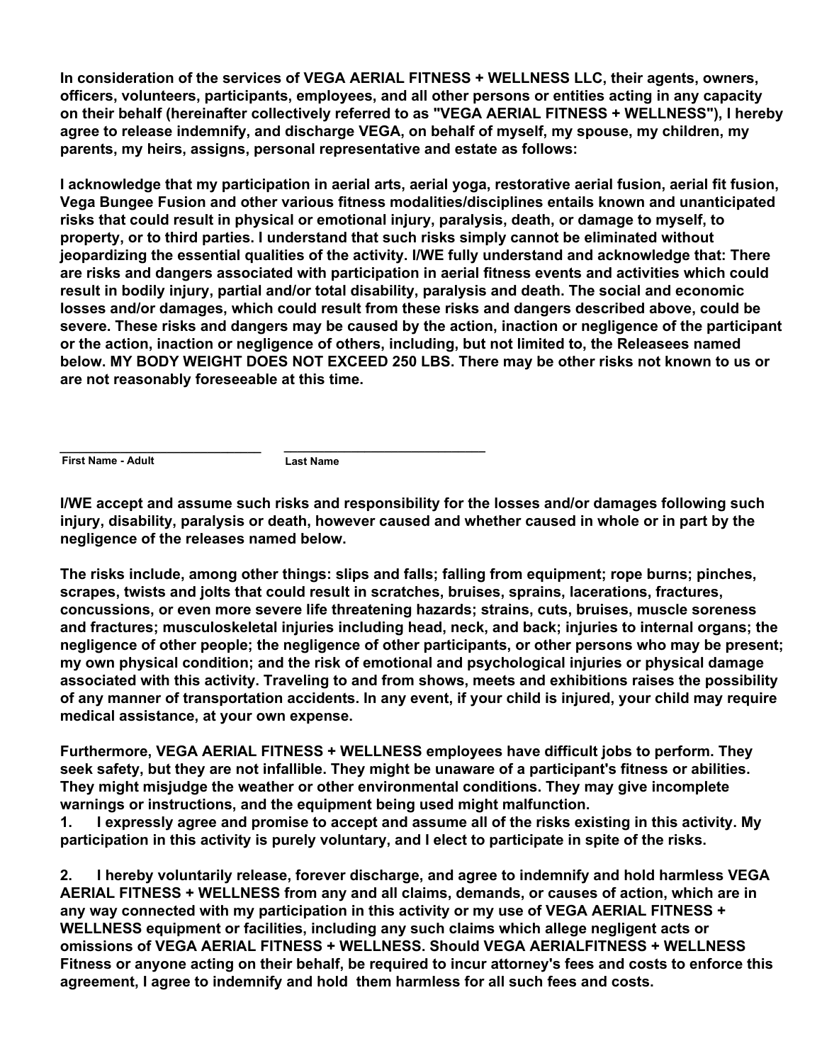**In consideration of the services of VEGA AERIAL FITNESS + WELLNESS LLC, their agents, owners, officers, volunteers, participants, employees, and all other persons or entities acting in any capacity on their behalf (hereinafter collectively referred to as "VEGA AERIAL FITNESS + WELLNESS"), I hereby agree to release indemnify, and discharge VEGA, on behalf of myself, my spouse, my children, my parents, my heirs, assigns, personal representative and estate as follows:**

**I acknowledge that my participation in aerial arts, aerial yoga, restorative aerial fusion, aerial fit fusion, Vega Bungee Fusion and other various fitness modalities/disciplines entails known and unanticipated risks that could result in physical or emotional injury, paralysis, death, or damage to myself, to property, or to third parties. I understand that such risks simply cannot be eliminated without jeopardizing the essential qualities of the activity. I/WE fully understand and acknowledge that: There are risks and dangers associated with participation in aerial fitness events and activities which could result in bodily injury, partial and/or total disability, paralysis and death. The social and economic losses and/or damages, which could result from these risks and dangers described above, could be severe. These risks and dangers may be caused by the action, inaction or negligence of the participant or the action, inaction or negligence of others, including, but not limited to, the Releasees named below. MY BODY WEIGHT DOES NOT EXCEED 250 LBS. There may be other risks not known to us or are not reasonably foreseeable at this time.**

| ____________________________ | ____________________________ |
|---|---|
| **First Name - Adult** | **Last Name** |

**I/WE accept and assume such risks and responsibility for the losses and/or damages following such injury, disability, paralysis or death, however caused and whether caused in whole or in part by the negligence of the releases named below.**

**The risks include, among other things: slips and falls; falling from equipment; rope burns; pinches, scrapes, twists and jolts that could result in scratches, bruises, sprains, lacerations, fractures, concussions, or even more severe life threatening hazards; strains, cuts, bruises, muscle soreness and fractures; musculoskeletal injuries including head, neck, and back; injuries to internal organs; the negligence of other people; the negligence of other participants, or other persons who may be present; my own physical condition; and the risk of emotional and psychological injuries or physical damage associated with this activity. Traveling to and from shows, meets and exhibitions raises the possibility of any manner of transportation accidents. In any event, if your child is injured, your child may require medical assistance, at your own expense.**

**Furthermore, VEGA AERIAL FITNESS + WELLNESS employees have difficult jobs to perform. They seek safety, but they are not infallible. They might be unaware of a participant's fitness or abilities. They might misjudge the weather or other environmental conditions. They may give incomplete warnings or instructions, and the equipment being used might malfunction.**

1. **I expressly agree and promise to accept and assume all of the risks existing in this activity. My participation in this activity is purely voluntary, and I elect to participate in spite of the risks.**

2. **I hereby voluntarily release, forever discharge, and agree to indemnify and hold harmless VEGA AERIAL FITNESS + WELLNESS from any and all claims, demands, or causes of action, which are in any way connected with my participation in this activity or my use of VEGA AERIAL FITNESS + WELLNESS equipment or facilities, including any such claims which allege negligent acts or omissions of VEGA AERIAL FITNESS + WELLNESS. Should VEGA AERIALFITNESS + WELLNESS Fitness or anyone acting on their behalf, be required to incur attorney's fees and costs to enforce this agreement, I agree to indemnify and hold them harmless for all such fees and costs.**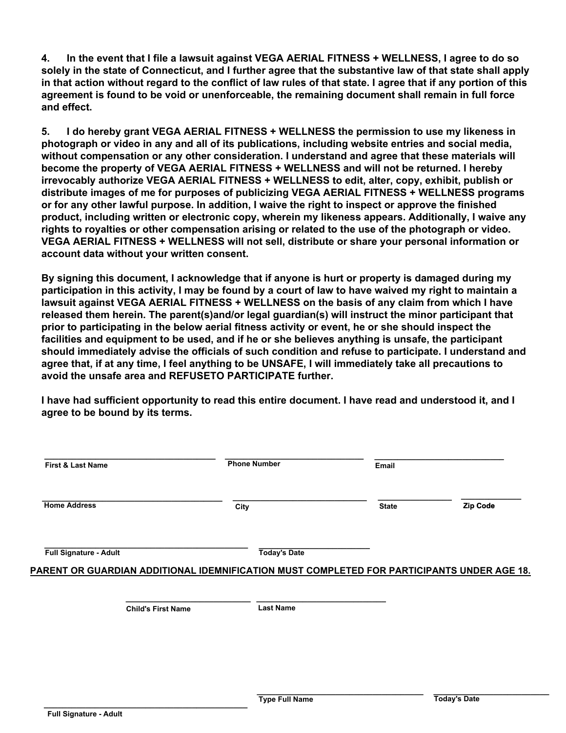**4. In the event that I file a lawsuit against VEGA AERIAL FITNESS + WELLNESS, I agree to do so solely in the state of Connecticut, and I further agree that the substantive law of that state shall apply in that action without regard to the conflict of law rules of that state. I agree that if any portion of this agreement is found to be void or unenforceable, the remaining document shall remain in full force and effect.**

**5. I do hereby grant VEGA AERIAL FITNESS + WELLNESS the permission to use my likeness in photograph or video in any and all of its publications, including website entries and social media, without compensation or any other consideration. I understand and agree that these materials will become the property of VEGA AERIAL FITNESS + WELLNESS and will not be returned. I hereby irrevocably authorize VEGA AERIAL FITNESS + WELLNESS to edit, alter, copy, exhibit, publish or distribute images of me for purposes of publicizing VEGA AERIAL FITNESS + WELLNESS programs or for any other lawful purpose. In addition, I waive the right to inspect or approve the finished product, including written or electronic copy, wherein my likeness appears. Additionally, I waive any rights to royalties or other compensation arising or related to the use of the photograph or video. VEGA AERIAL FITNESS + WELLNESS will not sell, distribute or share your personal information or account data without your written consent.**

**By signing this document, I acknowledge that if anyone is hurt or property is damaged during my participation in this activity, I may be found by a court of law to have waived my right to maintain a lawsuit against VEGA AERIAL FITNESS + WELLNESS on the basis of any claim from which I have released them herein. The parent(s)and/or legal guardian(s) will instruct the minor participant that prior to participating in the below aerial fitness activity or event, he or she should inspect the facilities and equipment to be used, and if he or she believes anything is unsafe, the participant should immediately advise the officials of such condition and refuse to participate. I understand and agree that, if at any time, I feel anything to be UNSAFE, I will immediately take all precautions to avoid the unsafe area and REFUSETO PARTICIPATE further.**

**I have had sufficient opportunity to read this entire document. I have read and understood it, and I agree to be bound by its terms.**

\_\_\_\_\_\_\_\_\_\_\_\_\_\_\_\_\_\_\_\_\_\_\_\_\_\_\_\_\_\_ \_\_\_\_\_\_\_\_\_\_\_\_\_\_\_\_\_\_\_\_\_\_\_\_\_ \_\_\_\_\_\_\_\_\_\_\_\_\_\_\_\_\_\_\_\_\_\_\_\_\_
**First & Last Name** **Phone Number** **Email**

\_\_\_\_\_\_\_\_\_\_\_\_\_\_\_\_\_\_\_\_\_\_\_\_\_\_\_\_\_\_ \_\_\_\_\_\_\_\_\_\_\_\_\_\_\_\_\_\_\_\_\_\_\_\_\_ \_\_\_\_\_\_\_\_\_\_\_\_\_\_ \_\_\_\_\_\_\_\_\_\_\_\_
**Home Address** **City** **State** **Zip Code**

\_\_\_\_\_\_\_\_\_\_\_\_\_\_\_\_\_\_\_\_\_\_\_\_\_\_\_\_\_\_\_\_\_\_\_ \_\_\_\_\_\_\_\_\_\_\_\_\_\_\_\_\_\_\_\_\_\_
**Full Signature - Adult** **Today's Date**

**PARENT OR GUARDIAN ADDITIONAL IDEMNIFICATION MUST COMPLETED FOR PARTICIPANTS UNDER AGE 18.**

\_\_\_\_\_\_\_\_\_\_\_\_\_\_\_\_\_\_\_\_\_\_\_\_ \_\_\_\_\_\_\_\_\_\_\_\_\_\_\_\_\_\_\_\_\_\_\_\_
**Child's First Name** **Last Name**

\_\_\_\_\_\_\_\_\_\_\_\_\_\_\_\_\_\_\_\_\_\_\_\_\_\_\_\_\_\_ \_\_\_\_\_\_\_\_\_\_\_\_\_\_\_\_\_\_\_\_\_\_
**Type Full Name** **Today's Date**

\_\_\_\_\_\_\_\_\_\_\_\_\_\_\_\_\_\_\_\_\_\_\_\_\_\_\_\_\_\_\_\_\_\_\_
**Full Signature - Adult**